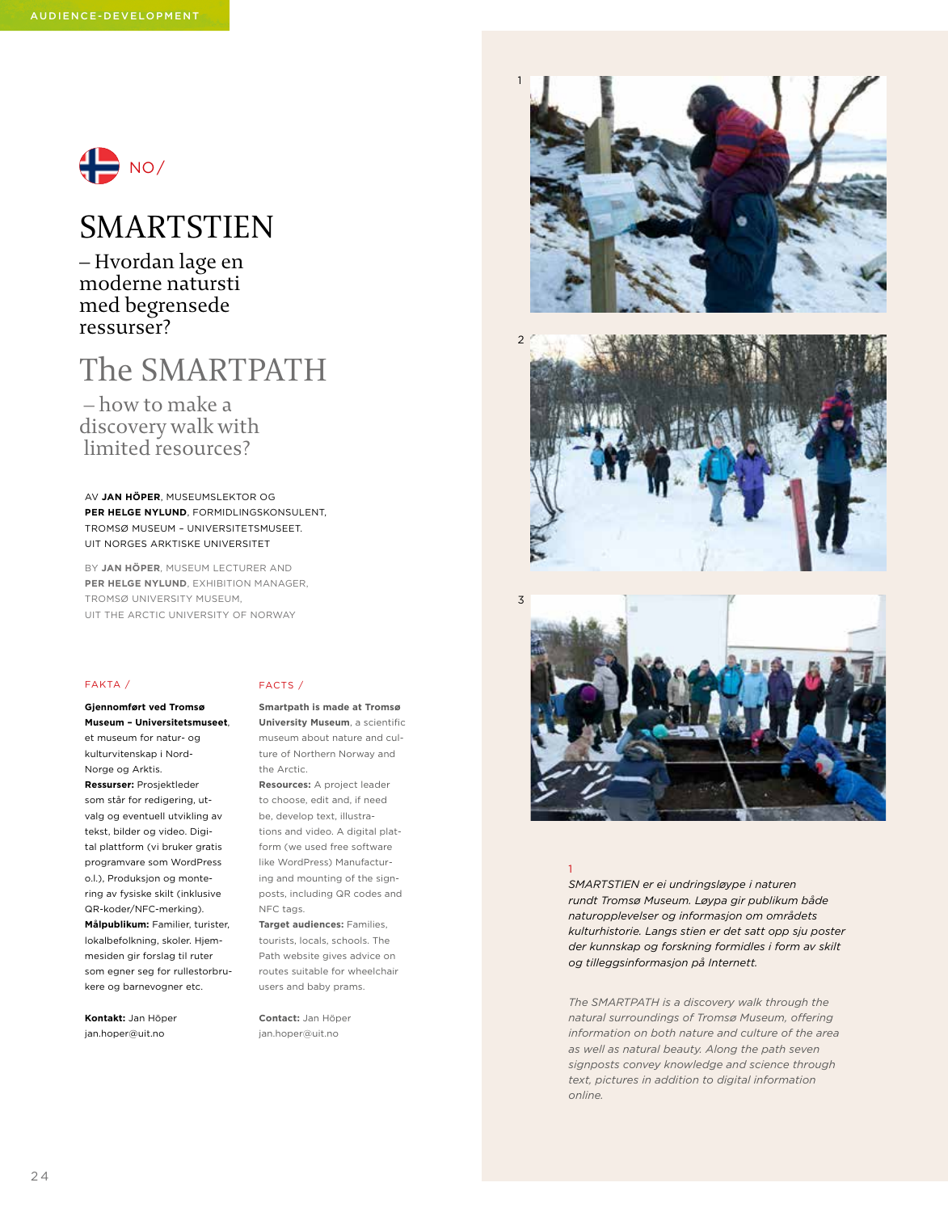AUDIENCE-DEVELOPMENT

NO/

# SMARTSTIEN

## – Hvordan lage en moderne natursti med begrensede ressurser?

# The SMARTPATH

## – how to make a discovery walk with limited resources?

AV **JAN HÖPER**, MUSEUMSLEKTOR OG **PER HELGE NYLUND**, FORMIDLINGSKONSULENT, TROMSØ MUSEUM – UNIVERSITETSMUSEET. UIT NORGES ARKTISKE UNIVERSITET

BY **JAN HÖPER**, MUSEUM LECTURER AND **PER HELGE NYLUND**, EXHIBITION MANAGER, TROMSØ UNIVERSITY MUSEUM, UIT THE ARCTIC UNIVERSITY OF NORWAY

FAKTA /

**Gjennomført ved Tromsø Museum – Universitetsmuseet**, et museum for natur- og kulturvitenskap i Nord-Norge og Arktis.
**Ressurser:** Prosjektleder som står for redigering, utvalg og eventuell utvikling av tekst, bilder og video. Digital plattform (vi bruker gratis programvare som WordPress o.l.), Produksjon og montering av fysiske skilt (inklusive QR-koder/NFC-merking).
**Målpublikum:** Familier, turister, lokalbefolkning, skoler. Hjemmesiden gir forslag til ruter som egner seg for rullestorbrukere og barnevogner etc.

**Kontakt:** Jan Höper
jan.hoper@uit.no

FACTS /

**Smartpath is made at Tromsø University Museum**, a scientific museum about nature and culture of Northern Norway and the Arctic.
**Resources:** A project leader to choose, edit and, if need be, develop text, illustrations and video. A digital platform (we used free software like WordPress) Manufacturing and mounting of the signposts, including QR codes and NFC tags.
**Target audiences:** Families, tourists, locals, schools. The Path website gives advice on routes suitable for wheelchair users and baby prams.

**Contact:** Jan Höper
jan.hoper@uit.no

1

*SMARTSTIEN er ei undringsløype i naturen rundt Tromsø Museum. Løypa gir publikum både naturopplevelser og informasjon om områdets kulturhistorie. Langs stien er det satt opp sju poster der kunnskap og forskning formidles i form av skilt og tilleggsinformasjon på Internett.*

*The SMARTPATH is a discovery walk through the natural surroundings of Tromsø Museum, offering information on both nature and culture of the area as well as natural beauty. Along the path seven signposts convey knowledge and science through text, pictures in addition to digital information online.*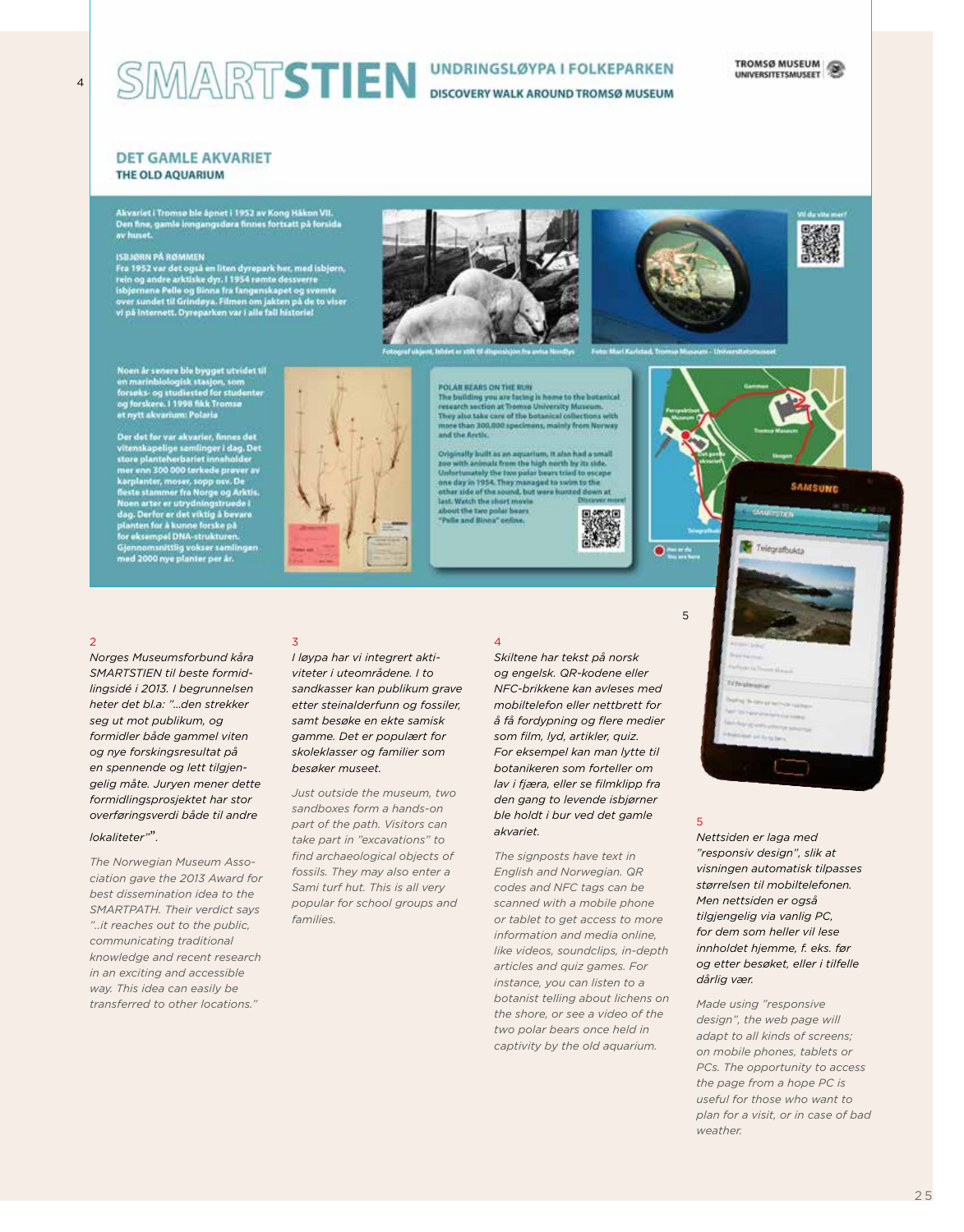# SMARTSTIEN

**UNDRINGSLØYPA I FOLKEPARKEN**
**DISCOVERY WALK AROUND TROMSØ MUSEUM**

TROMSØ MUSEUM UNIVERSITETSMUSEET

## DET GAMLE AKVARIET
**THE OLD AQUARIUM**

Akvariet i Tromsø ble åpnet i 1952 av Kong Håkon VII. Den fine, gamle inngangsdøra finnes fortsatt på forsida av huset.

ISBJØRN PÅ RØMMEN
Fra 1952 var det også en liten dyrepark her, med isbjørn, rein og andre arktiske dyr. I 1954 rømte dessverre isbjørnene Pelle og Binna fra fangenskapet og svømte over sundet til Grindøya. Filmen om jakten på de to viser vi på Internett. Dyreparken var i alle fall historie!

Fotograf ukjent, bildet er stilt til disposisjon fra avisa Nordlys

Foto: Mari Karlstad, Tromsø Museum - Universitetsmuseet

Vil du vite mer?

Noen år senere ble bygget utvidet til en marinbiologisk stasjon, som forsøks- og studiested for studenter og forskere. I 1998 fikk Tromsø et nytt akvarium: Polaria

Der det før var akvarier, finnes det vitenskapelige samlinger i dag. Det store planteherbariet inneholder mer enn 300 000 tørkede prøver av karplanter, moser, sopp osv. De fleste stammer fra Norge og Arktis. Noen arter er utrydningstruede i dag. Derfor er det viktig å bevare planten for å kunne forske på for eksempel DNA-strukturen. Gjennomsnittlig vokser samlingen med 2000 nye planter per år.

POLAR BEARS ON THE RUN
The building you are facing is home to the botanical research section at Tromsø University Museum. They also take care of the botanical collections with more than 300,000 specimens, mainly from Norway and the Arctic.

Originally built as an aquarium, it also had a small zoo with animals from the high north by its side. Unfortunately the two polar bears tried to escape one day in 1954. They managed to swim to the other side of the sound, but were hunted down at last. Watch the short movie about the two polar bears "Pelle and Binna" online.

Discover more!

Her er du
You are here

5

2
*Norges Museumsforbund kåra SMARTSTIEN til beste formidlingsidé i 2013. I begrunnelsen heter det bl.a: "...den strekker seg ut mot publikum, og formidler både gammel viten og nye forskingsresultat på en spennende og lett tilgjengelig måte. Juryen mener dette formidlingsprosjektet har stor overføringsverdi både til andre lokaliteter"".*

*The Norwegian Museum Association gave the 2013 Award for best dissemination idea to the SMARTPATH. Their verdict says "..it reaches out to the public, communicating traditional knowledge and recent research in an exciting and accessible way. This idea can easily be transferred to other locations."*

3
*I løypa har vi integrert aktiviteter i uteområdene. I to sandkasser kan publikum grave etter steinalderfunn og fossiler, samt besøke en ekte samisk gamme. Det er populært for skoleklasser og familier som besøker museet.*

*Just outside the museum, two sandboxes form a hands-on part of the path. Visitors can take part in "excavations" to find archaeological objects of fossils. They may also enter a Sami turf hut. This is all very popular for school groups and families.*

4
*Skiltene har tekst på norsk og engelsk. QR-kodene eller NFC-brikkene kan avleses med mobiltelefon eller nettbrett for å få fordypning og flere medier som film, lyd, artikler, quiz. For eksempel kan man lytte til botanikeren som forteller om lav i fjæra, eller se filmklipp fra den gang to levende isbjørner ble holdt i bur ved det gamle akvariet.*

*The signposts have text in English and Norwegian. QR codes and NFC tags can be scanned with a mobile phone or tablet to get access to more information and media online, like videos, soundclips, in-depth articles and quiz games. For instance, you can listen to a botanist telling about lichens on the shore, or see a video of the two polar bears once held in captivity by the old aquarium.*

5
*Nettsiden er laga med "responsiv design", slik at visningen automatisk tilpasses størrelsen til mobiltelefonen. Men nettsiden er også tilgjengelig via vanlig PC, for dem som heller vil lese innholdet hjemme, f. eks. før og etter besøket, eller i tilfelle dårlig vær.*

*Made using "responsive design", the web page will adapt to all kinds of screens; on mobile phones, tablets or PCs. The opportunity to access the page from a hope PC is useful for those who want to plan for a visit, or in case of bad weather.*